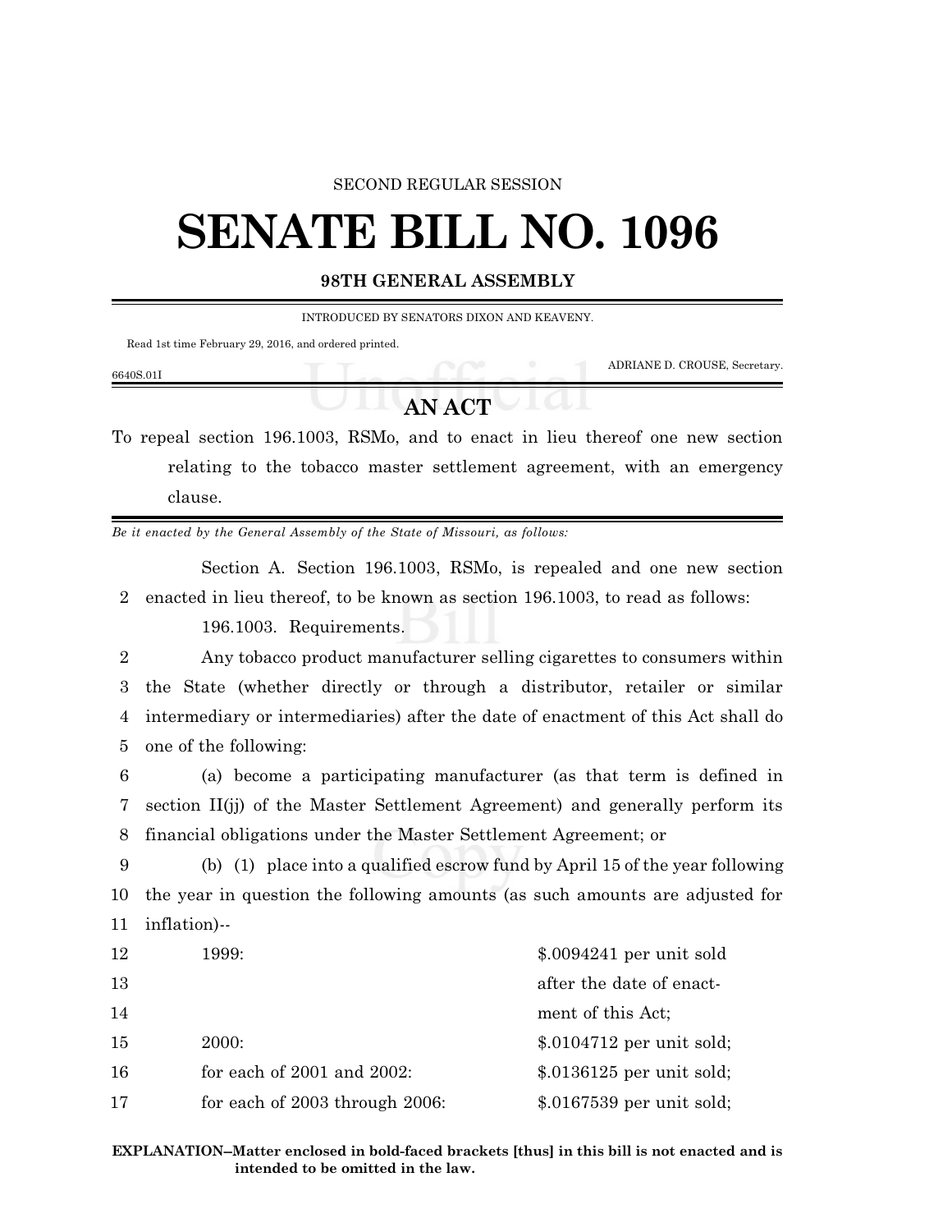SECOND REGULAR SESSION

# SENATE BILL NO. 1096

**98TH GENERAL ASSEMBLY**

INTRODUCED BY SENATORS DIXON AND KEAVENY.

Read 1st time February 29, 2016, and ordered printed.

ADRIANE D. CROUSE, Secretary.

6640S.01I

## AN ACT

To repeal section 196.1003, RSMo, and to enact in lieu thereof one new section relating to the tobacco master settlement agreement, with an emergency clause.

*Be it enacted by the General Assembly of the State of Missouri, as follows:*

Section A. Section 196.1003, RSMo, is repealed and one new section enacted in lieu thereof, to be known as section 196.1003, to read as follows:

196.1003. Requirements.

Any tobacco product manufacturer selling cigarettes to consumers within the State (whether directly or through a distributor, retailer or similar intermediary or intermediaries) after the date of enactment of this Act shall do one of the following:

(a) become a participating manufacturer (as that term is defined in section II(jj) of the Master Settlement Agreement) and generally perform its financial obligations under the Master Settlement Agreement; or

(b) (1) place into a qualified escrow fund by April 15 of the year following the year in question the following amounts (as such amounts are adjusted for inflation)--

| | |
|---|---|
| 1999: | $.0094241 per unit sold after the date of enactment of this Act; |
| 2000: | $.0104712 per unit sold; |
| for each of 2001 and 2002: | $.0136125 per unit sold; |
| for each of 2003 through 2006: | $.0167539 per unit sold; |

**EXPLANATION--Matter enclosed in bold-faced brackets [thus] in this bill is not enacted and is intended to be omitted in the law.**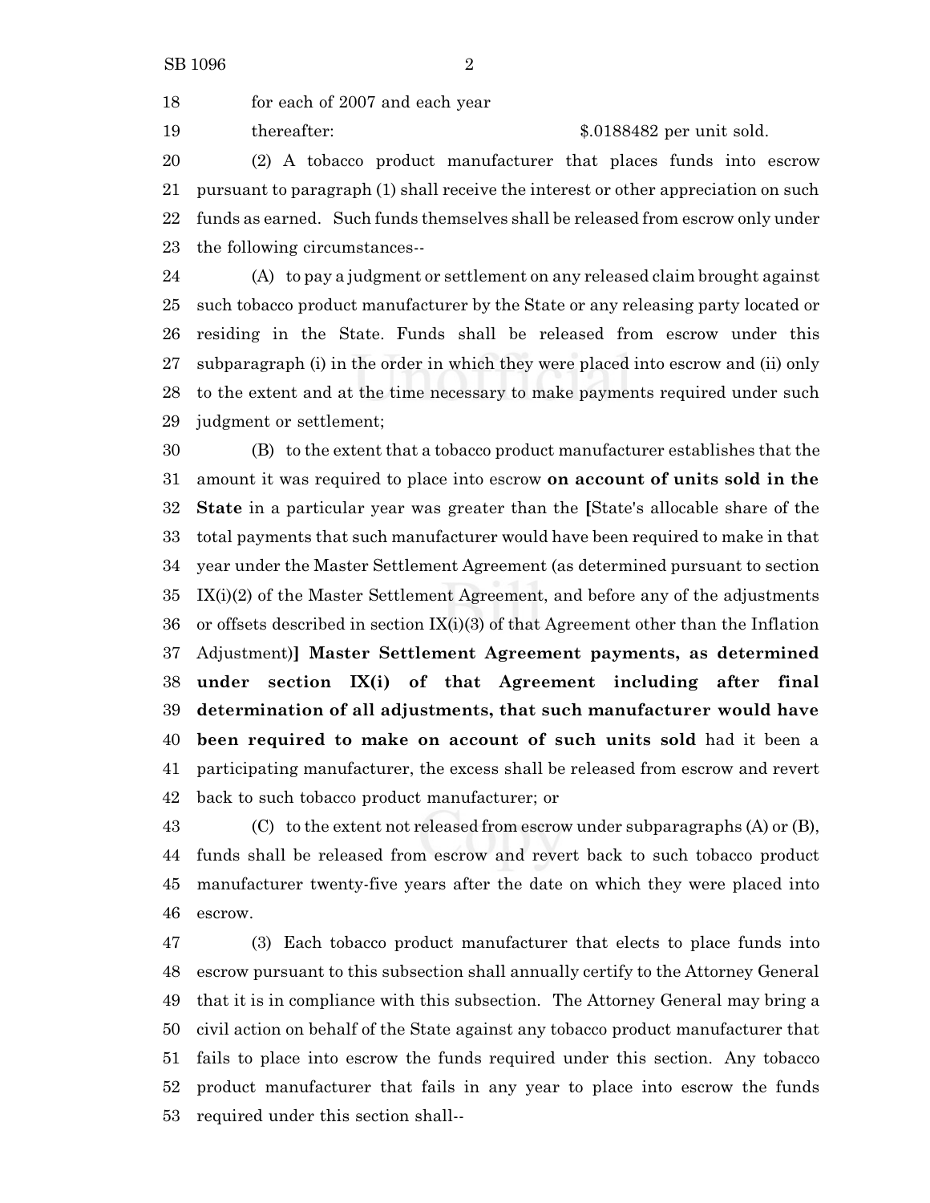for each of 2007 and each year thereafter: $.0188482 per unit sold.

(2) A tobacco product manufacturer that places funds into escrow pursuant to paragraph (1) shall receive the interest or other appreciation on such funds as earned. Such funds themselves shall be released from escrow only under the following circumstances--

(A) to pay a judgment or settlement on any released claim brought against such tobacco product manufacturer by the State or any releasing party located or residing in the State. Funds shall be released from escrow under this subparagraph (i) in the order in which they were placed into escrow and (ii) only to the extent and at the time necessary to make payments required under such judgment or settlement;

(B) to the extent that a tobacco product manufacturer establishes that the amount it was required to place into escrow **on account of units sold in the State** in a particular year was greater than the **[**State's allocable share of the total payments that such manufacturer would have been required to make in that year under the Master Settlement Agreement (as determined pursuant to section IX(i)(2) of the Master Settlement Agreement, and before any of the adjustments or offsets described in section IX(i)(3) of that Agreement other than the Inflation Adjustment)**] Master Settlement Agreement payments, as determined under section IX(i) of that Agreement including after final determination of all adjustments, that such manufacturer would have been required to make on account of such units sold** had it been a participating manufacturer, the excess shall be released from escrow and revert back to such tobacco product manufacturer; or

(C) to the extent not released from escrow under subparagraphs (A) or (B), funds shall be released from escrow and revert back to such tobacco product manufacturer twenty-five years after the date on which they were placed into escrow.

(3) Each tobacco product manufacturer that elects to place funds into escrow pursuant to this subsection shall annually certify to the Attorney General that it is in compliance with this subsection. The Attorney General may bring a civil action on behalf of the State against any tobacco product manufacturer that fails to place into escrow the funds required under this section. Any tobacco product manufacturer that fails in any year to place into escrow the funds required under this section shall--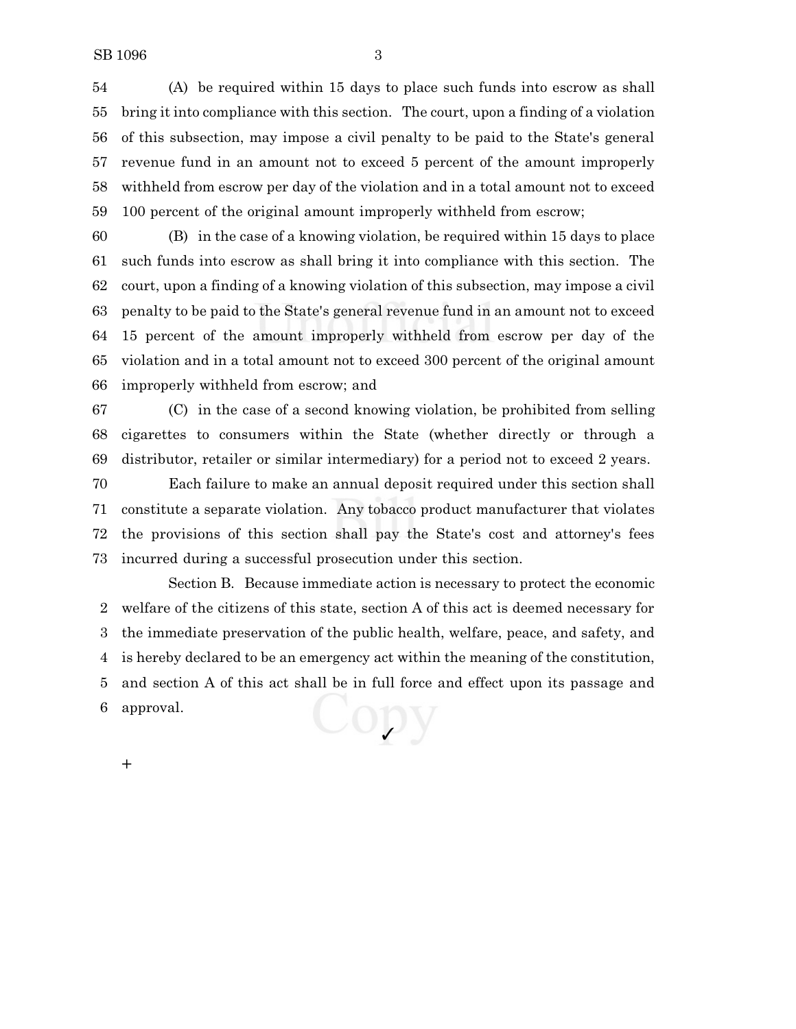(A) be required within 15 days to place such funds into escrow as shall bring it into compliance with this section. The court, upon a finding of a violation of this subsection, may impose a civil penalty to be paid to the State's general revenue fund in an amount not to exceed 5 percent of the amount improperly withheld from escrow per day of the violation and in a total amount not to exceed 100 percent of the original amount improperly withheld from escrow;

(B) in the case of a knowing violation, be required within 15 days to place such funds into escrow as shall bring it into compliance with this section. The court, upon a finding of a knowing violation of this subsection, may impose a civil penalty to be paid to the State's general revenue fund in an amount not to exceed 15 percent of the amount improperly withheld from escrow per day of the violation and in a total amount not to exceed 300 percent of the original amount improperly withheld from escrow; and

(C) in the case of a second knowing violation, be prohibited from selling cigarettes to consumers within the State (whether directly or through a distributor, retailer or similar intermediary) for a period not to exceed 2 years.

Each failure to make an annual deposit required under this section shall constitute a separate violation. Any tobacco product manufacturer that violates the provisions of this section shall pay the State's cost and attorney's fees incurred during a successful prosecution under this section.

Section B. Because immediate action is necessary to protect the economic welfare of the citizens of this state, section A of this act is deemed necessary for the immediate preservation of the public health, welfare, peace, and safety, and is hereby declared to be an emergency act within the meaning of the constitution, and section A of this act shall be in full force and effect upon its passage and approval.

✓

\+